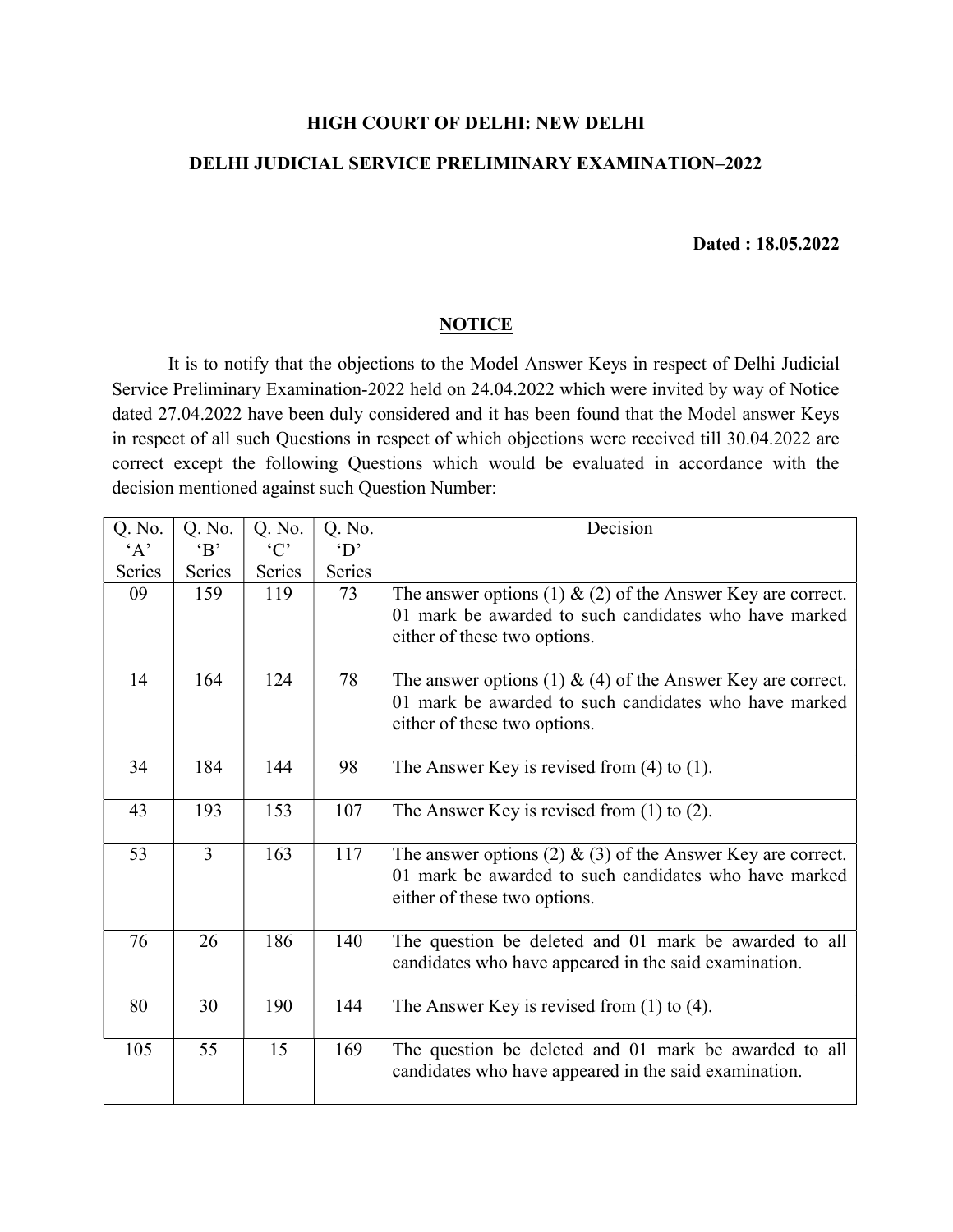**HIGH COURT OF DELHI: NEW DELHI**

**DELHI JUDICIAL SERVICE PRELIMINARY EXAMINATION–2022**

**Dated : 18.05.2022**

## NOTICE

It is to notify that the objections to the Model Answer Keys in respect of Delhi Judicial Service Preliminary Examination-2022 held on 24.04.2022 which were invited by way of Notice dated 27.04.2022 have been duly considered and it has been found that the Model answer Keys in respect of all such Questions in respect of which objections were received till 30.04.2022 are correct except the following Questions which would be evaluated in accordance with the decision mentioned against such Question Number:

| Q. No. 'A' Series | Q. No. 'B' Series | Q. No. 'C' Series | Q. No. 'D' Series | Decision |
|---|---|---|---|---|
| 09 | 159 | 119 | 73 | The answer options (1) & (2) of the Answer Key are correct. 01 mark be awarded to such candidates who have marked either of these two options. |
| 14 | 164 | 124 | 78 | The answer options (1) & (4) of the Answer Key are correct. 01 mark be awarded to such candidates who have marked either of these two options. |
| 34 | 184 | 144 | 98 | The Answer Key is revised from (4) to (1). |
| 43 | 193 | 153 | 107 | The Answer Key is revised from (1) to (2). |
| 53 | 3 | 163 | 117 | The answer options (2) & (3) of the Answer Key are correct. 01 mark be awarded to such candidates who have marked either of these two options. |
| 76 | 26 | 186 | 140 | The question be deleted and 01 mark be awarded to all candidates who have appeared in the said examination. |
| 80 | 30 | 190 | 144 | The Answer Key is revised from (1) to (4). |
| 105 | 55 | 15 | 169 | The question be deleted and 01 mark be awarded to all candidates who have appeared in the said examination. |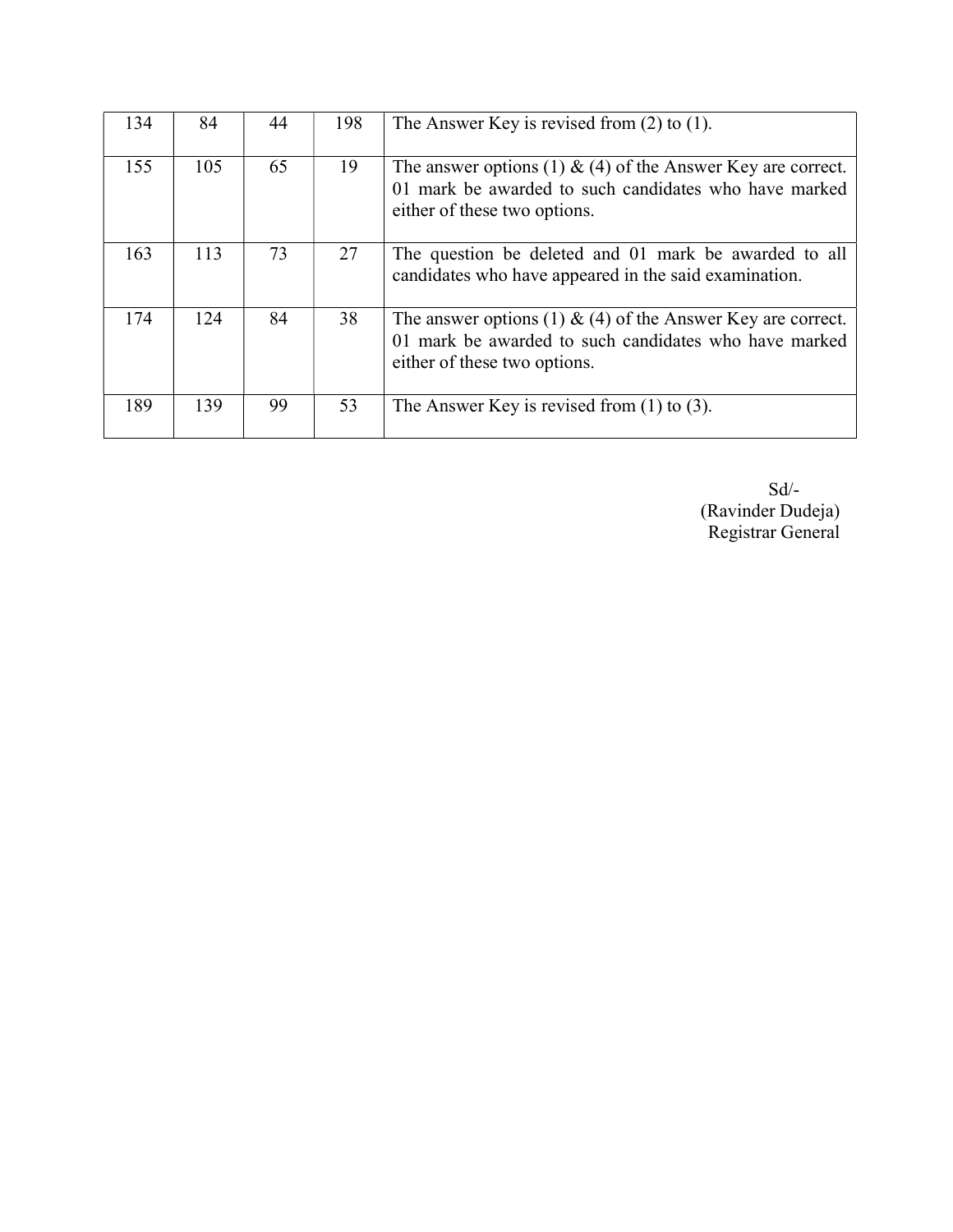| | | | | |
|---|---|---|---|---|
| 134 | 84 | 44 | 198 | The Answer Key is revised from (2) to (1). |
| 155 | 105 | 65 | 19 | The answer options (1) & (4) of the Answer Key are correct. 01 mark be awarded to such candidates who have marked either of these two options. |
| 163 | 113 | 73 | 27 | The question be deleted and 01 mark be awarded to all candidates who have appeared in the said examination. |
| 174 | 124 | 84 | 38 | The answer options (1) & (4) of the Answer Key are correct. 01 mark be awarded to such candidates who have marked either of these two options. |
| 189 | 139 | 99 | 53 | The Answer Key is revised from (1) to (3). |

Sd/-
(Ravinder Dudeja)
Registrar General